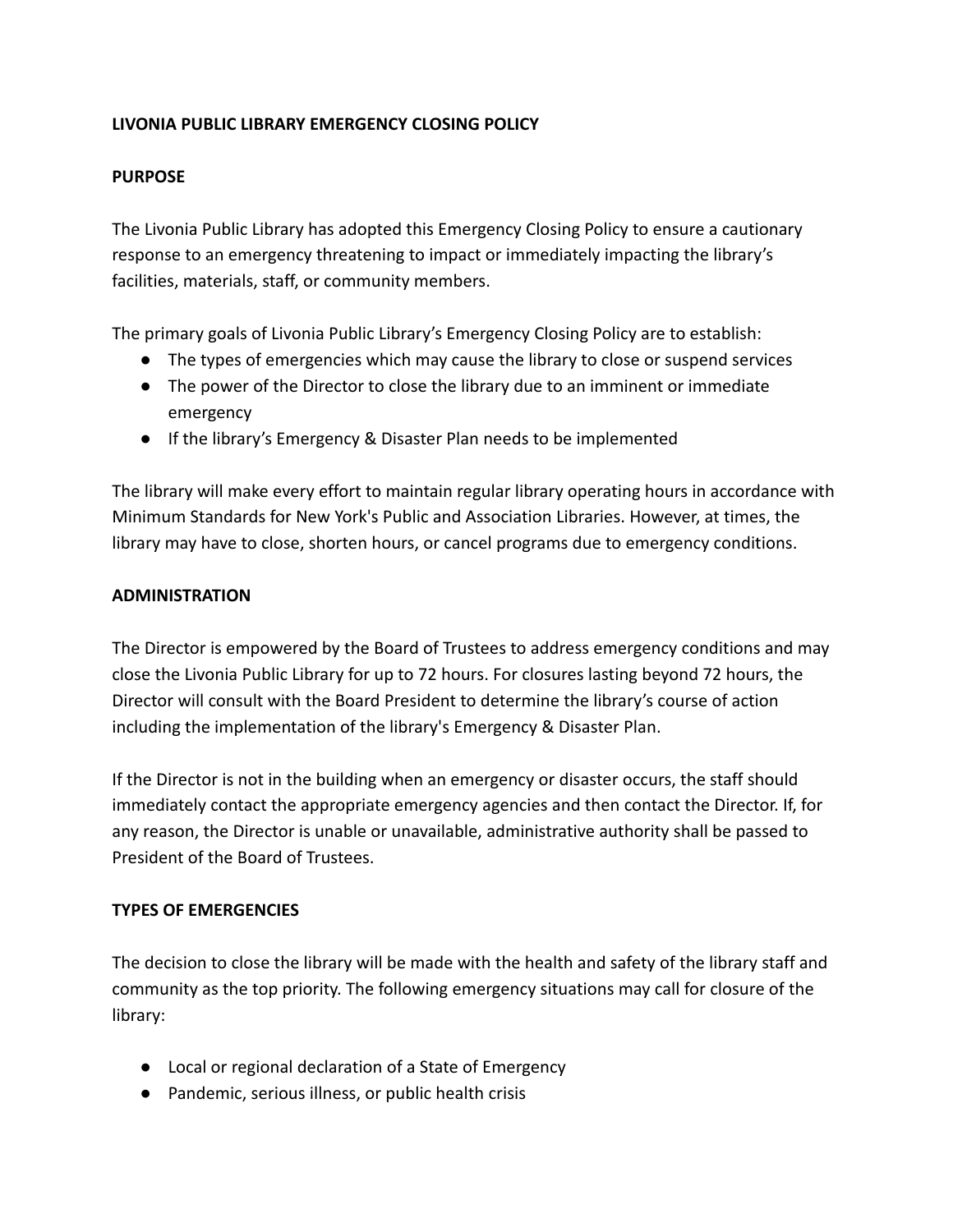**LIVONIA PUBLIC LIBRARY EMERGENCY CLOSING POLICY**

**PURPOSE**

The Livonia Public Library has adopted this Emergency Closing Policy to ensure a cautionary response to an emergency threatening to impact or immediately impacting the library's facilities, materials, staff, or community members.

The primary goals of Livonia Public Library's Emergency Closing Policy are to establish:

- The types of emergencies which may cause the library to close or suspend services
- The power of the Director to close the library due to an imminent or immediate emergency
- If the library's Emergency & Disaster Plan needs to be implemented

The library will make every effort to maintain regular library operating hours in accordance with Minimum Standards for New York's Public and Association Libraries. However, at times, the library may have to close, shorten hours, or cancel programs due to emergency conditions.

**ADMINISTRATION**

The Director is empowered by the Board of Trustees to address emergency conditions and may close the Livonia Public Library for up to 72 hours. For closures lasting beyond 72 hours, the Director will consult with the Board President to determine the library's course of action including the implementation of the library's Emergency & Disaster Plan.

If the Director is not in the building when an emergency or disaster occurs, the staff should immediately contact the appropriate emergency agencies and then contact the Director. If, for any reason, the Director is unable or unavailable, administrative authority shall be passed to President of the Board of Trustees.

**TYPES OF EMERGENCIES**

The decision to close the library will be made with the health and safety of the library staff and community as the top priority. The following emergency situations may call for closure of the library:

- Local or regional declaration of a State of Emergency
- Pandemic, serious illness, or public health crisis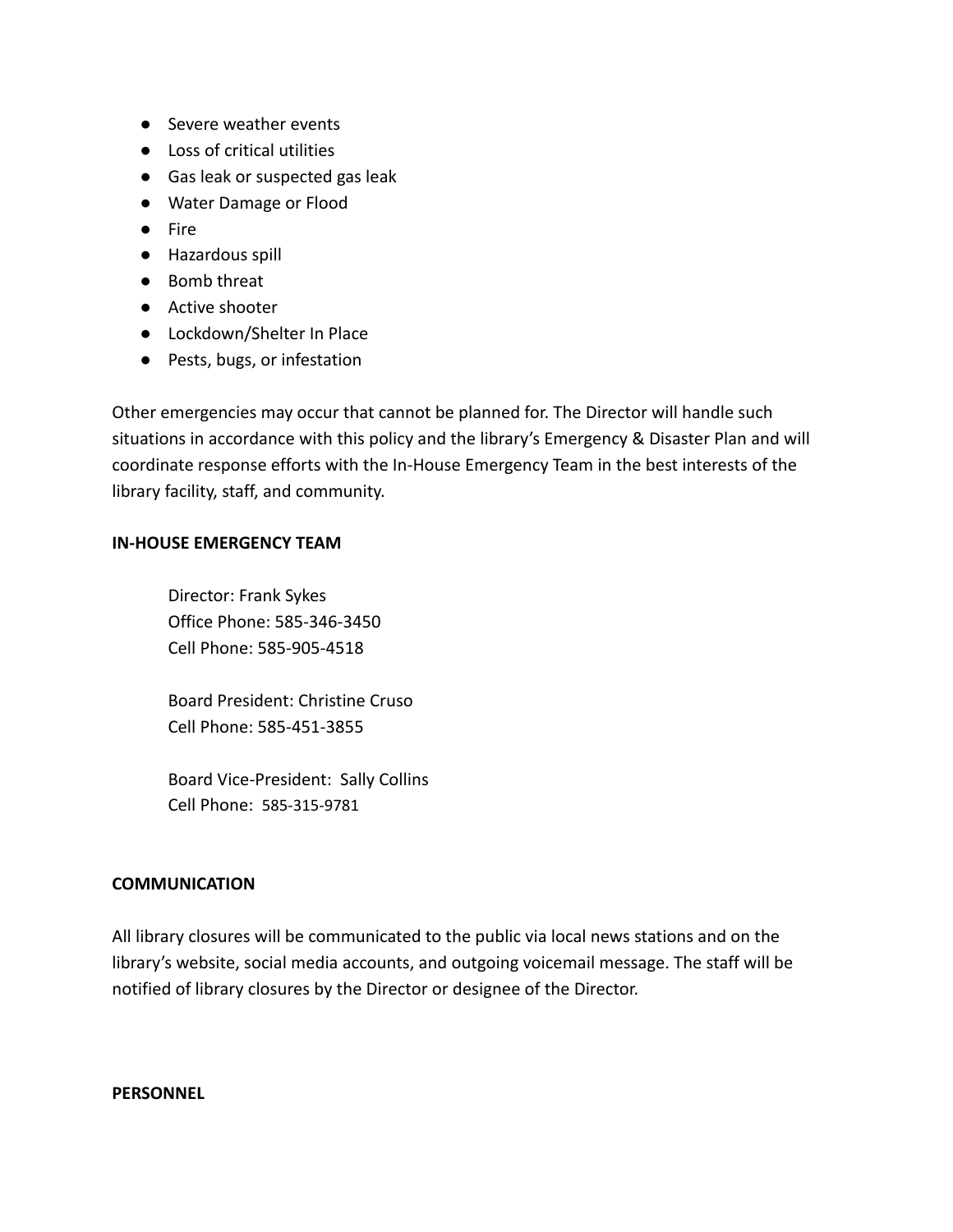- Severe weather events
- Loss of critical utilities
- Gas leak or suspected gas leak
- Water Damage or Flood
- Fire
- Hazardous spill
- Bomb threat
- Active shooter
- Lockdown/Shelter In Place
- Pests, bugs, or infestation

Other emergencies may occur that cannot be planned for. The Director will handle such situations in accordance with this policy and the library's Emergency & Disaster Plan and will coordinate response efforts with the In-House Emergency Team in the best interests of the library facility, staff, and community.

**IN-HOUSE EMERGENCY TEAM**

Director: Frank Sykes
Office Phone: 585-346-3450
Cell Phone: 585-905-4518

Board President: Christine Cruso
Cell Phone: 585-451-3855

Board Vice-President: Sally Collins
Cell Phone: 585-315-9781

**COMMUNICATION**

All library closures will be communicated to the public via local news stations and on the library's website, social media accounts, and outgoing voicemail message. The staff will be notified of library closures by the Director or designee of the Director.

**PERSONNEL**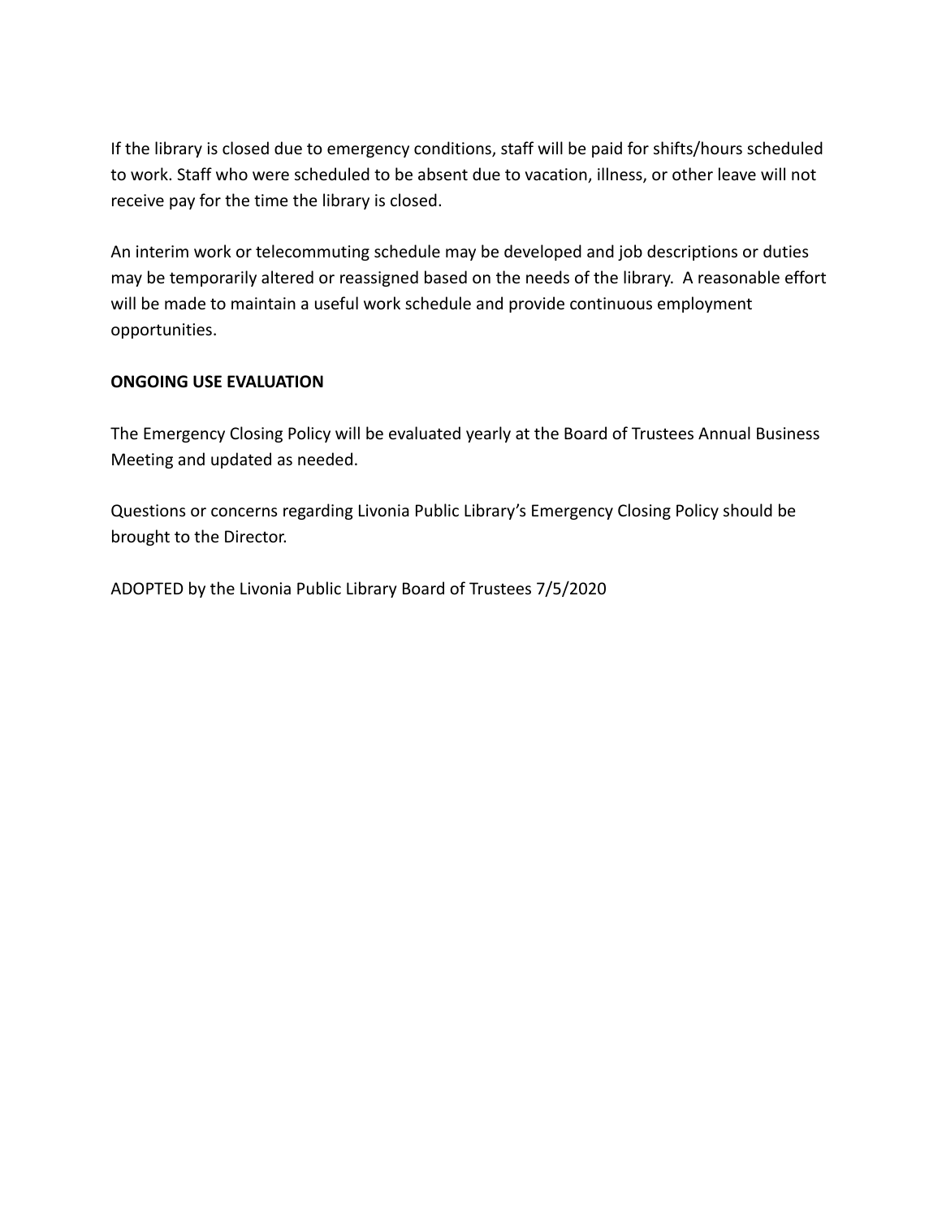If the library is closed due to emergency conditions, staff will be paid for shifts/hours scheduled to work. Staff who were scheduled to be absent due to vacation, illness, or other leave will not receive pay for the time the library is closed.

An interim work or telecommuting schedule may be developed and job descriptions or duties may be temporarily altered or reassigned based on the needs of the library. A reasonable effort will be made to maintain a useful work schedule and provide continuous employment opportunities.

**ONGOING USE EVALUATION**

The Emergency Closing Policy will be evaluated yearly at the Board of Trustees Annual Business Meeting and updated as needed.

Questions or concerns regarding Livonia Public Library's Emergency Closing Policy should be brought to the Director.

ADOPTED by the Livonia Public Library Board of Trustees 7/5/2020